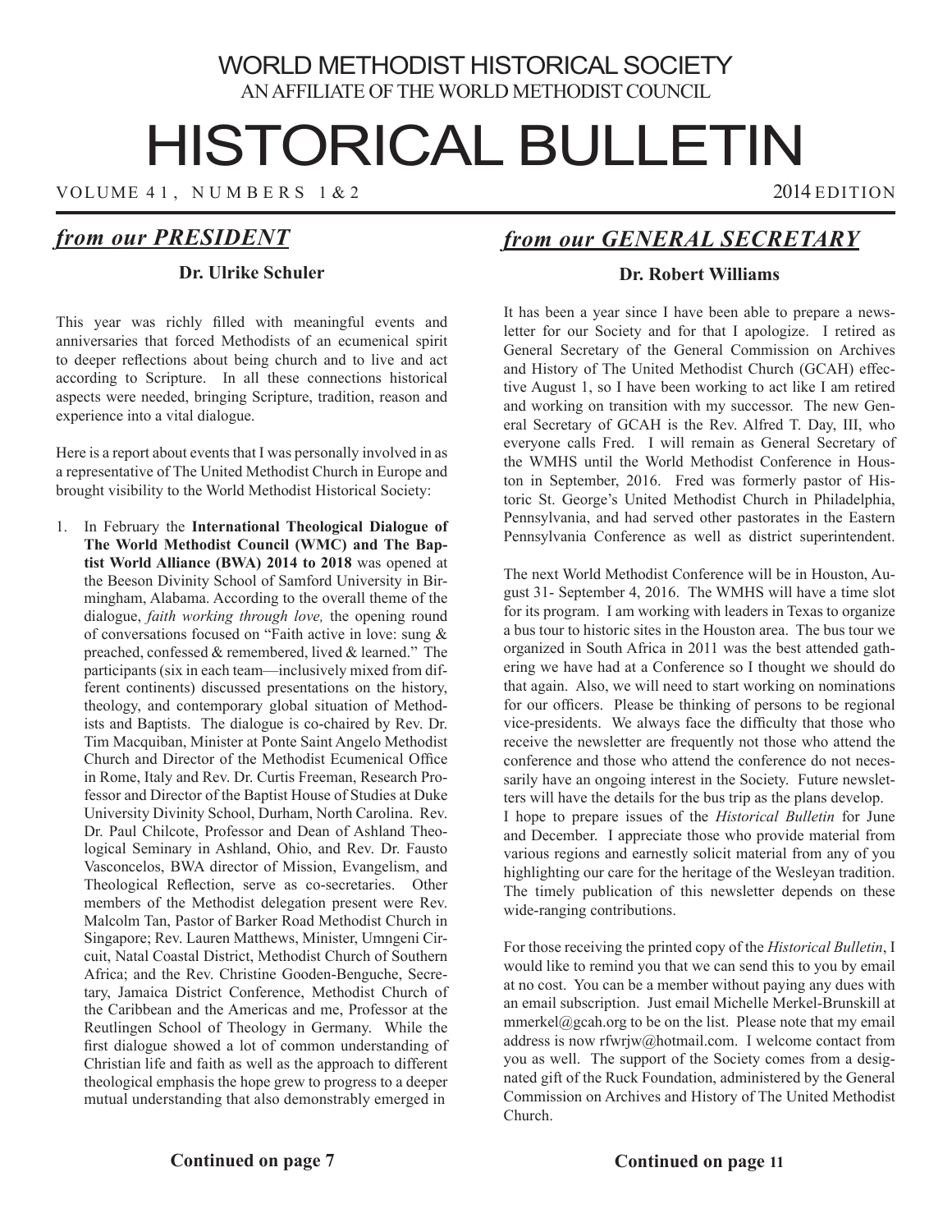# WORLD METHODIST HISTORICAL SOCIETY

AN AFFILIATE OF THE WORLD METHODIST COUNCIL

# HISTORICAL BULLETIN

VOLUME 41, NUMBERS 1&2 — 2014 EDITION

## *from our PRESIDENT*

**Dr. Ulrike Schuler**

This year was richly filled with meaningful events and anniversaries that forced Methodists of an ecumenical spirit to deeper reflections about being church and to live and act according to Scripture. In all these connections historical aspects were needed, bringing Scripture, tradition, reason and experience into a vital dialogue.

Here is a report about events that I was personally involved in as a representative of The United Methodist Church in Europe and brought visibility to the World Methodist Historical Society:

1. In February the **International Theological Dialogue of The World Methodist Council (WMC) and The Baptist World Alliance (BWA) 2014 to 2018** was opened at the Beeson Divinity School of Samford University in Birmingham, Alabama. According to the overall theme of the dialogue, *faith working through love,* the opening round of conversations focused on "Faith active in love: sung & preached, confessed & remembered, lived & learned." The participants (six in each team—inclusively mixed from different continents) discussed presentations on the history, theology, and contemporary global situation of Methodists and Baptists. The dialogue is co-chaired by Rev. Dr. Tim Macquiban, Minister at Ponte Saint Angelo Methodist Church and Director of the Methodist Ecumenical Office in Rome, Italy and Rev. Dr. Curtis Freeman, Research Professor and Director of the Baptist House of Studies at Duke University Divinity School, Durham, North Carolina. Rev. Dr. Paul Chilcote, Professor and Dean of Ashland Theological Seminary in Ashland, Ohio, and Rev. Dr. Fausto Vasconcelos, BWA director of Mission, Evangelism, and Theological Reflection, serve as co-secretaries. Other members of the Methodist delegation present were Rev. Malcolm Tan, Pastor of Barker Road Methodist Church in Singapore; Rev. Lauren Matthews, Minister, Umngeni Circuit, Natal Coastal District, Methodist Church of Southern Africa; and the Rev. Christine Gooden-Benguche, Secretary, Jamaica District Conference, Methodist Church of the Caribbean and the Americas and me, Professor at the Reutlingen School of Theology in Germany. While the first dialogue showed a lot of common understanding of Christian life and faith as well as the approach to different theological emphasis the hope grew to progress to a deeper mutual understanding that also demonstrably emerged in

**Continued on page 7**

## *from our GENERAL SECRETARY*

**Dr. Robert Williams**

It has been a year since I have been able to prepare a newsletter for our Society and for that I apologize. I retired as General Secretary of the General Commission on Archives and History of The United Methodist Church (GCAH) effective August 1, so I have been working to act like I am retired and working on transition with my successor. The new General Secretary of GCAH is the Rev. Alfred T. Day, III, who everyone calls Fred. I will remain as General Secretary of the WMHS until the World Methodist Conference in Houston in September, 2016. Fred was formerly pastor of Historic St. George's United Methodist Church in Philadelphia, Pennsylvania, and had served other pastorates in the Eastern Pennsylvania Conference as well as district superintendent.

The next World Methodist Conference will be in Houston, August 31- September 4, 2016. The WMHS will have a time slot for its program. I am working with leaders in Texas to organize a bus tour to historic sites in the Houston area. The bus tour we organized in South Africa in 2011 was the best attended gathering we have had at a Conference so I thought we should do that again. Also, we will need to start working on nominations for our officers. Please be thinking of persons to be regional vice-presidents. We always face the difficulty that those who receive the newsletter are frequently not those who attend the conference and those who attend the conference do not necessarily have an ongoing interest in the Society. Future newsletters will have the details for the bus trip as the plans develop.

I hope to prepare issues of the *Historical Bulletin* for June and December. I appreciate those who provide material from various regions and earnestly solicit material from any of you highlighting our care for the heritage of the Wesleyan tradition. The timely publication of this newsletter depends on these wide-ranging contributions.

For those receiving the printed copy of the *Historical Bulletin*, I would like to remind you that we can send this to you by email at no cost. You can be a member without paying any dues with an email subscription. Just email Michelle Merkel-Brunskill at mmerkel@gcah.org to be on the list. Please note that my email address is now rfwrjw@hotmail.com. I welcome contact from you as well. The support of the Society comes from a designated gift of the Ruck Foundation, administered by the General Commission on Archives and History of The United Methodist Church.

**Continued on page 11**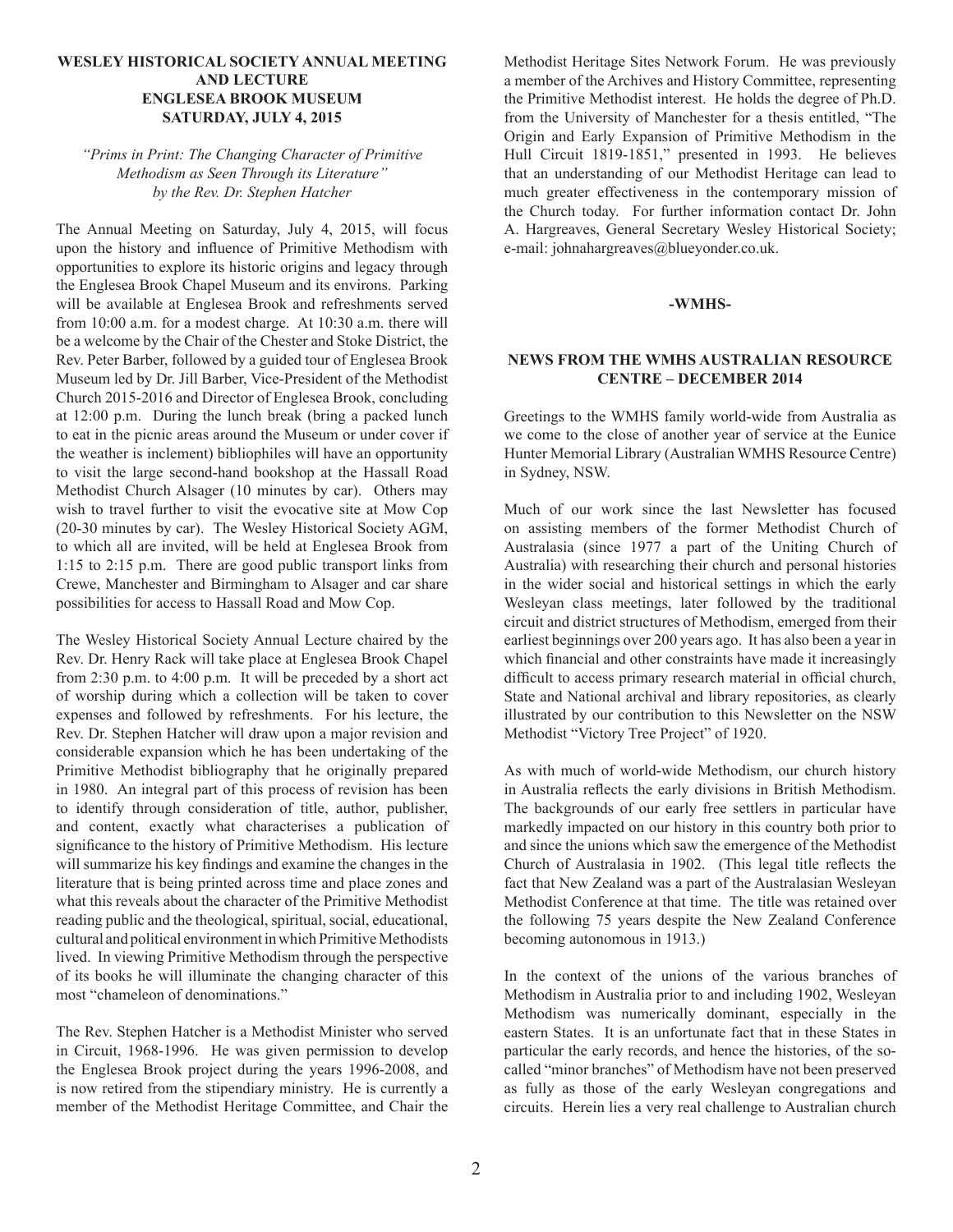## WESLEY HISTORICAL SOCIETY ANNUAL MEETING AND LECTURE ENGLESEA BROOK MUSEUM SATURDAY, JULY 4, 2015

*"Prims in Print: The Changing Character of Primitive Methodism as Seen Through its Literature" by the Rev. Dr. Stephen Hatcher*

The Annual Meeting on Saturday, July 4, 2015, will focus upon the history and influence of Primitive Methodism with opportunities to explore its historic origins and legacy through the Englesea Brook Chapel Museum and its environs. Parking will be available at Englesea Brook and refreshments served from 10:00 a.m. for a modest charge. At 10:30 a.m. there will be a welcome by the Chair of the Chester and Stoke District, the Rev. Peter Barber, followed by a guided tour of Englesea Brook Museum led by Dr. Jill Barber, Vice-President of the Methodist Church 2015-2016 and Director of Englesea Brook, concluding at 12:00 p.m. During the lunch break (bring a packed lunch to eat in the picnic areas around the Museum or under cover if the weather is inclement) bibliophiles will have an opportunity to visit the large second-hand bookshop at the Hassall Road Methodist Church Alsager (10 minutes by car). Others may wish to travel further to visit the evocative site at Mow Cop (20-30 minutes by car). The Wesley Historical Society AGM, to which all are invited, will be held at Englesea Brook from 1:15 to 2:15 p.m. There are good public transport links from Crewe, Manchester and Birmingham to Alsager and car share possibilities for access to Hassall Road and Mow Cop.

The Wesley Historical Society Annual Lecture chaired by the Rev. Dr. Henry Rack will take place at Englesea Brook Chapel from 2:30 p.m. to 4:00 p.m. It will be preceded by a short act of worship during which a collection will be taken to cover expenses and followed by refreshments. For his lecture, the Rev. Dr. Stephen Hatcher will draw upon a major revision and considerable expansion which he has been undertaking of the Primitive Methodist bibliography that he originally prepared in 1980. An integral part of this process of revision has been to identify through consideration of title, author, publisher, and content, exactly what characterises a publication of significance to the history of Primitive Methodism. His lecture will summarize his key findings and examine the changes in the literature that is being printed across time and place zones and what this reveals about the character of the Primitive Methodist reading public and the theological, spiritual, social, educational, cultural and political environment in which Primitive Methodists lived. In viewing Primitive Methodism through the perspective of its books he will illuminate the changing character of this most "chameleon of denominations."

The Rev. Stephen Hatcher is a Methodist Minister who served in Circuit, 1968-1996. He was given permission to develop the Englesea Brook project during the years 1996-2008, and is now retired from the stipendiary ministry. He is currently a member of the Methodist Heritage Committee, and Chair the Methodist Heritage Sites Network Forum. He was previously a member of the Archives and History Committee, representing the Primitive Methodist interest. He holds the degree of Ph.D. from the University of Manchester for a thesis entitled, "The Origin and Early Expansion of Primitive Methodism in the Hull Circuit 1819-1851," presented in 1993. He believes that an understanding of our Methodist Heritage can lead to much greater effectiveness in the contemporary mission of the Church today. For further information contact Dr. John A. Hargreaves, General Secretary Wesley Historical Society; e-mail: johnahargreaves@blueyonder.co.uk.

**-WMHS-**

## NEWS FROM THE WMHS AUSTRALIAN RESOURCE CENTRE – DECEMBER 2014

Greetings to the WMHS family world-wide from Australia as we come to the close of another year of service at the Eunice Hunter Memorial Library (Australian WMHS Resource Centre) in Sydney, NSW.

Much of our work since the last Newsletter has focused on assisting members of the former Methodist Church of Australasia (since 1977 a part of the Uniting Church of Australia) with researching their church and personal histories in the wider social and historical settings in which the early Wesleyan class meetings, later followed by the traditional circuit and district structures of Methodism, emerged from their earliest beginnings over 200 years ago. It has also been a year in which financial and other constraints have made it increasingly difficult to access primary research material in official church, State and National archival and library repositories, as clearly illustrated by our contribution to this Newsletter on the NSW Methodist "Victory Tree Project" of 1920.

As with much of world-wide Methodism, our church history in Australia reflects the early divisions in British Methodism. The backgrounds of our early free settlers in particular have markedly impacted on our history in this country both prior to and since the unions which saw the emergence of the Methodist Church of Australasia in 1902. (This legal title reflects the fact that New Zealand was a part of the Australasian Wesleyan Methodist Conference at that time. The title was retained over the following 75 years despite the New Zealand Conference becoming autonomous in 1913.)

In the context of the unions of the various branches of Methodism in Australia prior to and including 1902, Wesleyan Methodism was numerically dominant, especially in the eastern States. It is an unfortunate fact that in these States in particular the early records, and hence the histories, of the so-called "minor branches" of Methodism have not been preserved as fully as those of the early Wesleyan congregations and circuits. Herein lies a very real challenge to Australian church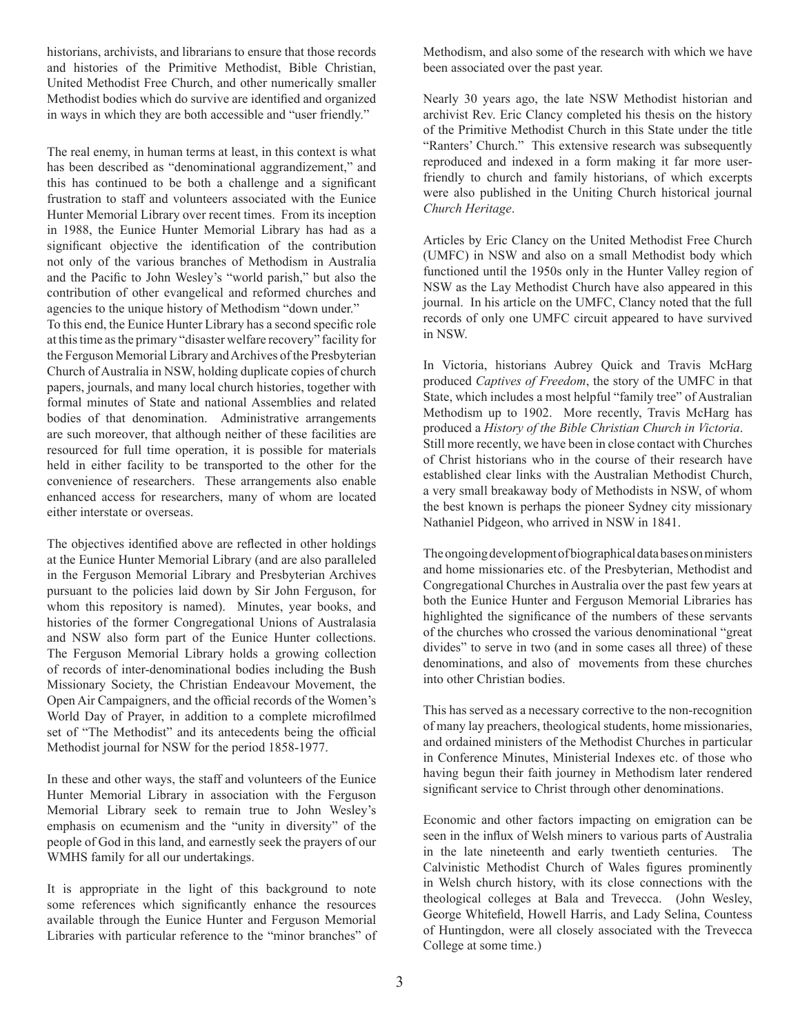historians, archivists, and librarians to ensure that those records and histories of the Primitive Methodist, Bible Christian, United Methodist Free Church, and other numerically smaller Methodist bodies which do survive are identified and organized in ways in which they are both accessible and "user friendly."

The real enemy, in human terms at least, in this context is what has been described as "denominational aggrandizement," and this has continued to be both a challenge and a significant frustration to staff and volunteers associated with the Eunice Hunter Memorial Library over recent times. From its inception in 1988, the Eunice Hunter Memorial Library has had as a significant objective the identification of the contribution not only of the various branches of Methodism in Australia and the Pacific to John Wesley's "world parish," but also the contribution of other evangelical and reformed churches and agencies to the unique history of Methodism "down under."

To this end, the Eunice Hunter Library has a second specific role at this time as the primary "disaster welfare recovery" facility for the Ferguson Memorial Library and Archives of the Presbyterian Church of Australia in NSW, holding duplicate copies of church papers, journals, and many local church histories, together with formal minutes of State and national Assemblies and related bodies of that denomination. Administrative arrangements are such moreover, that although neither of these facilities are resourced for full time operation, it is possible for materials held in either facility to be transported to the other for the convenience of researchers. These arrangements also enable enhanced access for researchers, many of whom are located either interstate or overseas.

The objectives identified above are reflected in other holdings at the Eunice Hunter Memorial Library (and are also paralleled in the Ferguson Memorial Library and Presbyterian Archives pursuant to the policies laid down by Sir John Ferguson, for whom this repository is named). Minutes, year books, and histories of the former Congregational Unions of Australasia and NSW also form part of the Eunice Hunter collections. The Ferguson Memorial Library holds a growing collection of records of inter-denominational bodies including the Bush Missionary Society, the Christian Endeavour Movement, the Open Air Campaigners, and the official records of the Women's World Day of Prayer, in addition to a complete microfilmed set of "The Methodist" and its antecedents being the official Methodist journal for NSW for the period 1858-1977.

In these and other ways, the staff and volunteers of the Eunice Hunter Memorial Library in association with the Ferguson Memorial Library seek to remain true to John Wesley's emphasis on ecumenism and the "unity in diversity" of the people of God in this land, and earnestly seek the prayers of our WMHS family for all our undertakings.

It is appropriate in the light of this background to note some references which significantly enhance the resources available through the Eunice Hunter and Ferguson Memorial Libraries with particular reference to the "minor branches" of Methodism, and also some of the research with which we have been associated over the past year.

Nearly 30 years ago, the late NSW Methodist historian and archivist Rev. Eric Clancy completed his thesis on the history of the Primitive Methodist Church in this State under the title "Ranters' Church." This extensive research was subsequently reproduced and indexed in a form making it far more user-friendly to church and family historians, of which excerpts were also published in the Uniting Church historical journal *Church Heritage*.

Articles by Eric Clancy on the United Methodist Free Church (UMFC) in NSW and also on a small Methodist body which functioned until the 1950s only in the Hunter Valley region of NSW as the Lay Methodist Church have also appeared in this journal. In his article on the UMFC, Clancy noted that the full records of only one UMFC circuit appeared to have survived in NSW.

In Victoria, historians Aubrey Quick and Travis McHarg produced *Captives of Freedom*, the story of the UMFC in that State, which includes a most helpful "family tree" of Australian Methodism up to 1902. More recently, Travis McHarg has produced a *History of the Bible Christian Church in Victoria*.

Still more recently, we have been in close contact with Churches of Christ historians who in the course of their research have established clear links with the Australian Methodist Church, a very small breakaway body of Methodists in NSW, of whom the best known is perhaps the pioneer Sydney city missionary Nathaniel Pidgeon, who arrived in NSW in 1841.

The ongoing development of biographical data bases on ministers and home missionaries etc. of the Presbyterian, Methodist and Congregational Churches in Australia over the past few years at both the Eunice Hunter and Ferguson Memorial Libraries has highlighted the significance of the numbers of these servants of the churches who crossed the various denominational "great divides" to serve in two (and in some cases all three) of these denominations, and also of movements from these churches into other Christian bodies.

This has served as a necessary corrective to the non-recognition of many lay preachers, theological students, home missionaries, and ordained ministers of the Methodist Churches in particular in Conference Minutes, Ministerial Indexes etc. of those who having begun their faith journey in Methodism later rendered significant service to Christ through other denominations.

Economic and other factors impacting on emigration can be seen in the influx of Welsh miners to various parts of Australia in the late nineteenth and early twentieth centuries. The Calvinistic Methodist Church of Wales figures prominently in Welsh church history, with its close connections with the theological colleges at Bala and Trevecca. (John Wesley, George Whitefield, Howell Harris, and Lady Selina, Countess of Huntingdon, were all closely associated with the Trevecca College at some time.)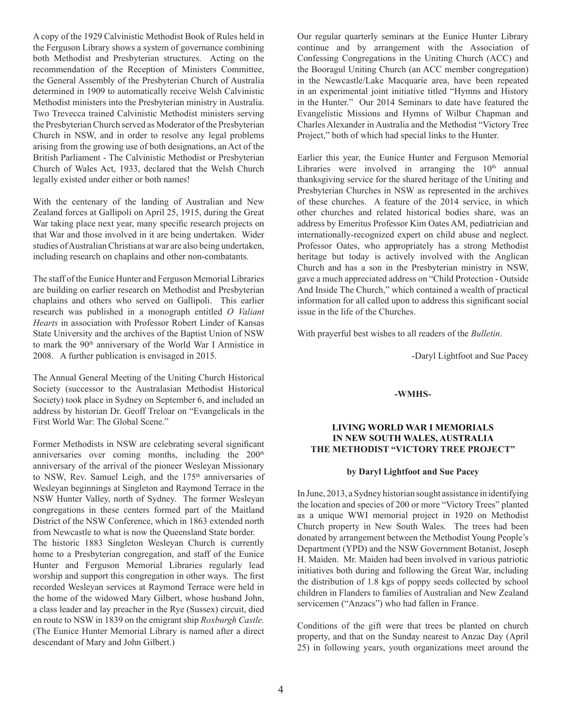A copy of the 1929 Calvinistic Methodist Book of Rules held in the Ferguson Library shows a system of governance combining both Methodist and Presbyterian structures. Acting on the recommendation of the Reception of Ministers Committee, the General Assembly of the Presbyterian Church of Australia determined in 1909 to automatically receive Welsh Calvinistic Methodist ministers into the Presbyterian ministry in Australia. Two Trevecca trained Calvinistic Methodist ministers serving the Presbyterian Church served as Moderator of the Presbyterian Church in NSW, and in order to resolve any legal problems arising from the growing use of both designations, an Act of the British Parliament - The Calvinistic Methodist or Presbyterian Church of Wales Act, 1933, declared that the Welsh Church legally existed under either or both names!

With the centenary of the landing of Australian and New Zealand forces at Gallipoli on April 25, 1915, during the Great War taking place next year, many specific research projects on that War and those involved in it are being undertaken. Wider studies of Australian Christians at war are also being undertaken, including research on chaplains and other non-combatants.

The staff of the Eunice Hunter and Ferguson Memorial Libraries are building on earlier research on Methodist and Presbyterian chaplains and others who served on Gallipoli. This earlier research was published in a monograph entitled *O Valiant Hearts* in association with Professor Robert Linder of Kansas State University and the archives of the Baptist Union of NSW to mark the 90th anniversary of the World War I Armistice in 2008. A further publication is envisaged in 2015.

The Annual General Meeting of the Uniting Church Historical Society (successor to the Australasian Methodist Historical Society) took place in Sydney on September 6, and included an address by historian Dr. Geoff Treloar on "Evangelicals in the First World War: The Global Scene."

Former Methodists in NSW are celebrating several significant anniversaries over coming months, including the 200th anniversary of the arrival of the pioneer Wesleyan Missionary to NSW, Rev. Samuel Leigh, and the 175th anniversaries of Wesleyan beginnings at Singleton and Raymond Terrace in the NSW Hunter Valley, north of Sydney. The former Wesleyan congregations in these centers formed part of the Maitland District of the NSW Conference, which in 1863 extended north from Newcastle to what is now the Queensland State border.
The historic 1883 Singleton Wesleyan Church is currently home to a Presbyterian congregation, and staff of the Eunice Hunter and Ferguson Memorial Libraries regularly lead worship and support this congregation in other ways. The first recorded Wesleyan services at Raymond Terrace were held in the home of the widowed Mary Gilbert, whose husband John, a class leader and lay preacher in the Rye (Sussex) circuit, died en route to NSW in 1839 on the emigrant ship *Roxburgh Castle.* (The Eunice Hunter Memorial Library is named after a direct descendant of Mary and John Gilbert.)

Our regular quarterly seminars at the Eunice Hunter Library continue and by arrangement with the Association of Confessing Congregations in the Uniting Church (ACC) and the Booragul Uniting Church (an ACC member congregation) in the Newcastle/Lake Macquarie area, have been repeated in an experimental joint initiative titled "Hymns and History in the Hunter." Our 2014 Seminars to date have featured the Evangelistic Missions and Hymns of Wilbur Chapman and Charles Alexander in Australia and the Methodist "Victory Tree Project," both of which had special links to the Hunter.

Earlier this year, the Eunice Hunter and Ferguson Memorial Libraries were involved in arranging the 10th annual thanksgiving service for the shared heritage of the Uniting and Presbyterian Churches in NSW as represented in the archives of these churches. A feature of the 2014 service, in which other churches and related historical bodies share, was an address by Emeritus Professor Kim Oates AM, pediatrician and internationally-recognized expert on child abuse and neglect. Professor Oates, who appropriately has a strong Methodist heritage but today is actively involved with the Anglican Church and has a son in the Presbyterian ministry in NSW, gave a much appreciated address on "Child Protection - Outside And Inside The Church," which contained a wealth of practical information for all called upon to address this significant social issue in the life of the Churches.

With prayerful best wishes to all readers of the *Bulletin*.

-Daryl Lightfoot and Sue Pacey

**-WMHS-**

## LIVING WORLD WAR I MEMORIALS IN NEW SOUTH WALES, AUSTRALIA THE METHODIST "VICTORY TREE PROJECT"

**by Daryl Lightfoot and Sue Pacey**

In June, 2013, a Sydney historian sought assistance in identifying the location and species of 200 or more "Victory Trees" planted as a unique WWI memorial project in 1920 on Methodist Church property in New South Wales. The trees had been donated by arrangement between the Methodist Young People's Department (YPD) and the NSW Government Botanist, Joseph H. Maiden. Mr. Maiden had been involved in various patriotic initiatives both during and following the Great War, including the distribution of 1.8 kgs of poppy seeds collected by school children in Flanders to families of Australian and New Zealand servicemen ("Anzacs") who had fallen in France.

Conditions of the gift were that trees be planted on church property, and that on the Sunday nearest to Anzac Day (April 25) in following years, youth organizations meet around the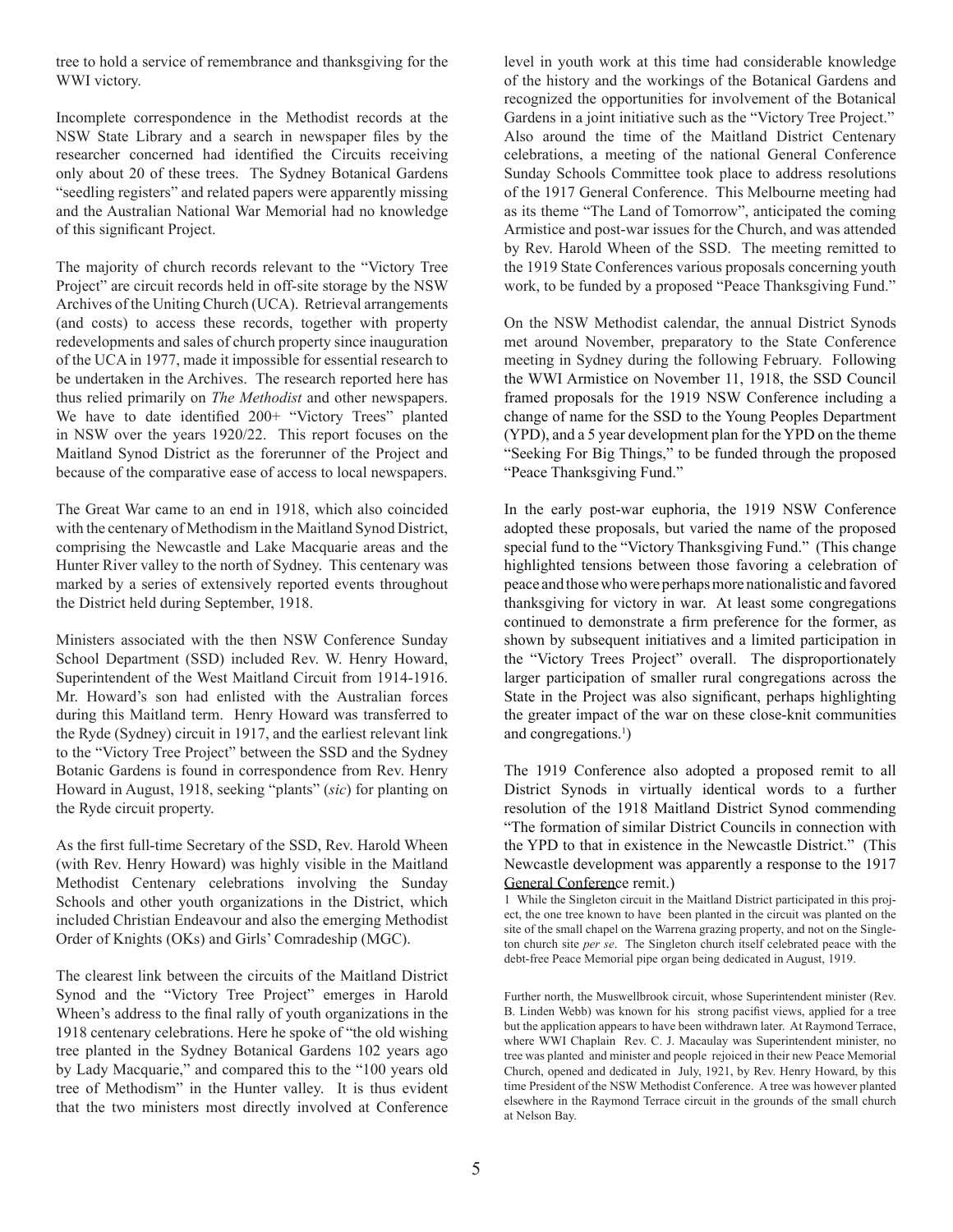tree to hold a service of remembrance and thanksgiving for the WWI victory.

Incomplete correspondence in the Methodist records at the NSW State Library and a search in newspaper files by the researcher concerned had identified the Circuits receiving only about 20 of these trees. The Sydney Botanical Gardens "seedling registers" and related papers were apparently missing and the Australian National War Memorial had no knowledge of this significant Project.

The majority of church records relevant to the "Victory Tree Project" are circuit records held in off-site storage by the NSW Archives of the Uniting Church (UCA). Retrieval arrangements (and costs) to access these records, together with property redevelopments and sales of church property since inauguration of the UCA in 1977, made it impossible for essential research to be undertaken in the Archives. The research reported here has thus relied primarily on *The Methodist* and other newspapers. We have to date identified 200+ "Victory Trees" planted in NSW over the years 1920/22. This report focuses on the Maitland Synod District as the forerunner of the Project and because of the comparative ease of access to local newspapers.

The Great War came to an end in 1918, which also coincided with the centenary of Methodism in the Maitland Synod District, comprising the Newcastle and Lake Macquarie areas and the Hunter River valley to the north of Sydney. This centenary was marked by a series of extensively reported events throughout the District held during September, 1918.

Ministers associated with the then NSW Conference Sunday School Department (SSD) included Rev. W. Henry Howard, Superintendent of the West Maitland Circuit from 1914-1916. Mr. Howard's son had enlisted with the Australian forces during this Maitland term. Henry Howard was transferred to the Ryde (Sydney) circuit in 1917, and the earliest relevant link to the "Victory Tree Project" between the SSD and the Sydney Botanic Gardens is found in correspondence from Rev. Henry Howard in August, 1918, seeking "plants" (*sic*) for planting on the Ryde circuit property.

As the first full-time Secretary of the SSD, Rev. Harold Wheen (with Rev. Henry Howard) was highly visible in the Maitland Methodist Centenary celebrations involving the Sunday Schools and other youth organizations in the District, which included Christian Endeavour and also the emerging Methodist Order of Knights (OKs) and Girls' Comradeship (MGC).

The clearest link between the circuits of the Maitland District Synod and the "Victory Tree Project" emerges in Harold Wheen's address to the final rally of youth organizations in the 1918 centenary celebrations. Here he spoke of "the old wishing tree planted in the Sydney Botanical Gardens 102 years ago by Lady Macquarie," and compared this to the "100 years old tree of Methodism" in the Hunter valley. It is thus evident that the two ministers most directly involved at Conference level in youth work at this time had considerable knowledge of the history and the workings of the Botanical Gardens and recognized the opportunities for involvement of the Botanical Gardens in a joint initiative such as the "Victory Tree Project." Also around the time of the Maitland District Centenary celebrations, a meeting of the national General Conference Sunday Schools Committee took place to address resolutions of the 1917 General Conference. This Melbourne meeting had as its theme "The Land of Tomorrow", anticipated the coming Armistice and post-war issues for the Church, and was attended by Rev. Harold Wheen of the SSD. The meeting remitted to the 1919 State Conferences various proposals concerning youth work, to be funded by a proposed "Peace Thanksgiving Fund."

On the NSW Methodist calendar, the annual District Synods met around November, preparatory to the State Conference meeting in Sydney during the following February. Following the WWI Armistice on November 11, 1918, the SSD Council framed proposals for the 1919 NSW Conference including a change of name for the SSD to the Young Peoples Department (YPD), and a 5 year development plan for the YPD on the theme "Seeking For Big Things," to be funded through the proposed "Peace Thanksgiving Fund."

In the early post-war euphoria, the 1919 NSW Conference adopted these proposals, but varied the name of the proposed special fund to the "Victory Thanksgiving Fund." (This change highlighted tensions between those favoring a celebration of peace and those who were perhaps more nationalistic and favored thanksgiving for victory in war. At least some congregations continued to demonstrate a firm preference for the former, as shown by subsequent initiatives and a limited participation in the "Victory Trees Project" overall. The disproportionately larger participation of smaller rural congregations across the State in the Project was also significant, perhaps highlighting the greater impact of the war on these close-knit communities and congregations.[1])

The 1919 Conference also adopted a proposed remit to all District Synods in virtually identical words to a further resolution of the 1918 Maitland District Synod commending "The formation of similar District Councils in connection with the YPD to that in existence in the Newcastle District." (This Newcastle development was apparently a response to the 1917 General Conference remit.)

1 While the Singleton circuit in the Maitland District participated in this project, the one tree known to have been planted in the circuit was planted on the site of the small chapel on the Warrena grazing property, and not on the Singleton church site *per se*. The Singleton church itself celebrated peace with the debt-free Peace Memorial pipe organ being dedicated in August, 1919.

Further north, the Muswellbrook circuit, whose Superintendent minister (Rev. B. Linden Webb) was known for his strong pacifist views, applied for a tree but the application appears to have been withdrawn later. At Raymond Terrace, where WWI Chaplain Rev. C. J. Macaulay was Superintendent minister, no tree was planted and minister and people rejoiced in their new Peace Memorial Church, opened and dedicated in July, 1921, by Rev. Henry Howard, by this time President of the NSW Methodist Conference. A tree was however planted elsewhere in the Raymond Terrace circuit in the grounds of the small church at Nelson Bay.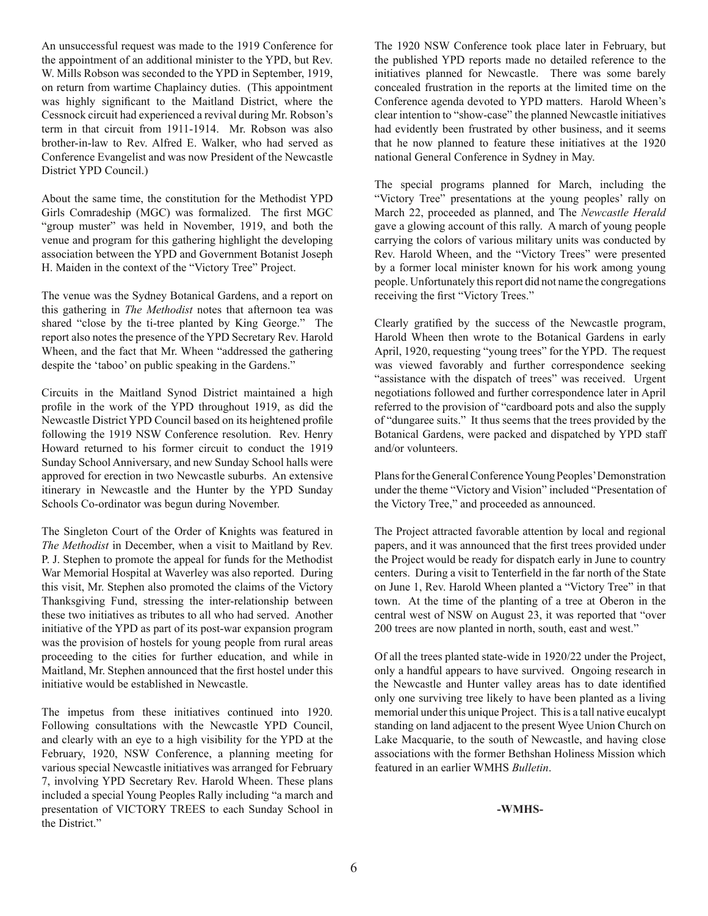An unsuccessful request was made to the 1919 Conference for the appointment of an additional minister to the YPD, but Rev. W. Mills Robson was seconded to the YPD in September, 1919, on return from wartime Chaplaincy duties. (This appointment was highly significant to the Maitland District, where the Cessnock circuit had experienced a revival during Mr. Robson's term in that circuit from 1911-1914. Mr. Robson was also brother-in-law to Rev. Alfred E. Walker, who had served as Conference Evangelist and was now President of the Newcastle District YPD Council.)

About the same time, the constitution for the Methodist YPD Girls Comradeship (MGC) was formalized. The first MGC "group muster" was held in November, 1919, and both the venue and program for this gathering highlight the developing association between the YPD and Government Botanist Joseph H. Maiden in the context of the "Victory Tree" Project.

The venue was the Sydney Botanical Gardens, and a report on this gathering in *The Methodist* notes that afternoon tea was shared "close by the ti-tree planted by King George." The report also notes the presence of the YPD Secretary Rev. Harold Wheen, and the fact that Mr. Wheen "addressed the gathering despite the 'taboo' on public speaking in the Gardens."

Circuits in the Maitland Synod District maintained a high profile in the work of the YPD throughout 1919, as did the Newcastle District YPD Council based on its heightened profile following the 1919 NSW Conference resolution. Rev. Henry Howard returned to his former circuit to conduct the 1919 Sunday School Anniversary, and new Sunday School halls were approved for erection in two Newcastle suburbs. An extensive itinerary in Newcastle and the Hunter by the YPD Sunday Schools Co-ordinator was begun during November.

The Singleton Court of the Order of Knights was featured in *The Methodist* in December, when a visit to Maitland by Rev. P. J. Stephen to promote the appeal for funds for the Methodist War Memorial Hospital at Waverley was also reported. During this visit, Mr. Stephen also promoted the claims of the Victory Thanksgiving Fund, stressing the inter-relationship between these two initiatives as tributes to all who had served. Another initiative of the YPD as part of its post-war expansion program was the provision of hostels for young people from rural areas proceeding to the cities for further education, and while in Maitland, Mr. Stephen announced that the first hostel under this initiative would be established in Newcastle.

The impetus from these initiatives continued into 1920. Following consultations with the Newcastle YPD Council, and clearly with an eye to a high visibility for the YPD at the February, 1920, NSW Conference, a planning meeting for various special Newcastle initiatives was arranged for February 7, involving YPD Secretary Rev. Harold Wheen. These plans included a special Young Peoples Rally including "a march and presentation of VICTORY TREES to each Sunday School in the District."

The 1920 NSW Conference took place later in February, but the published YPD reports made no detailed reference to the initiatives planned for Newcastle. There was some barely concealed frustration in the reports at the limited time on the Conference agenda devoted to YPD matters. Harold Wheen's clear intention to "show-case" the planned Newcastle initiatives had evidently been frustrated by other business, and it seems that he now planned to feature these initiatives at the 1920 national General Conference in Sydney in May.

The special programs planned for March, including the "Victory Tree" presentations at the young peoples' rally on March 22, proceeded as planned, and The *Newcastle Herald* gave a glowing account of this rally. A march of young people carrying the colors of various military units was conducted by Rev. Harold Wheen, and the "Victory Trees" were presented by a former local minister known for his work among young people. Unfortunately this report did not name the congregations receiving the first "Victory Trees."

Clearly gratified by the success of the Newcastle program, Harold Wheen then wrote to the Botanical Gardens in early April, 1920, requesting "young trees" for the YPD. The request was viewed favorably and further correspondence seeking "assistance with the dispatch of trees" was received. Urgent negotiations followed and further correspondence later in April referred to the provision of "cardboard pots and also the supply of "dungaree suits." It thus seems that the trees provided by the Botanical Gardens, were packed and dispatched by YPD staff and/or volunteers.

Plans for the General Conference Young Peoples' Demonstration under the theme "Victory and Vision" included "Presentation of the Victory Tree," and proceeded as announced.

The Project attracted favorable attention by local and regional papers, and it was announced that the first trees provided under the Project would be ready for dispatch early in June to country centers. During a visit to Tenterfield in the far north of the State on June 1, Rev. Harold Wheen planted a "Victory Tree" in that town. At the time of the planting of a tree at Oberon in the central west of NSW on August 23, it was reported that "over 200 trees are now planted in north, south, east and west."

Of all the trees planted state-wide in 1920/22 under the Project, only a handful appears to have survived. Ongoing research in the Newcastle and Hunter valley areas has to date identified only one surviving tree likely to have been planted as a living memorial under this unique Project. This is a tall native eucalypt standing on land adjacent to the present Wyee Union Church on Lake Macquarie, to the south of Newcastle, and having close associations with the former Bethshan Holiness Mission which featured in an earlier WMHS *Bulletin*.

**-WMHS-**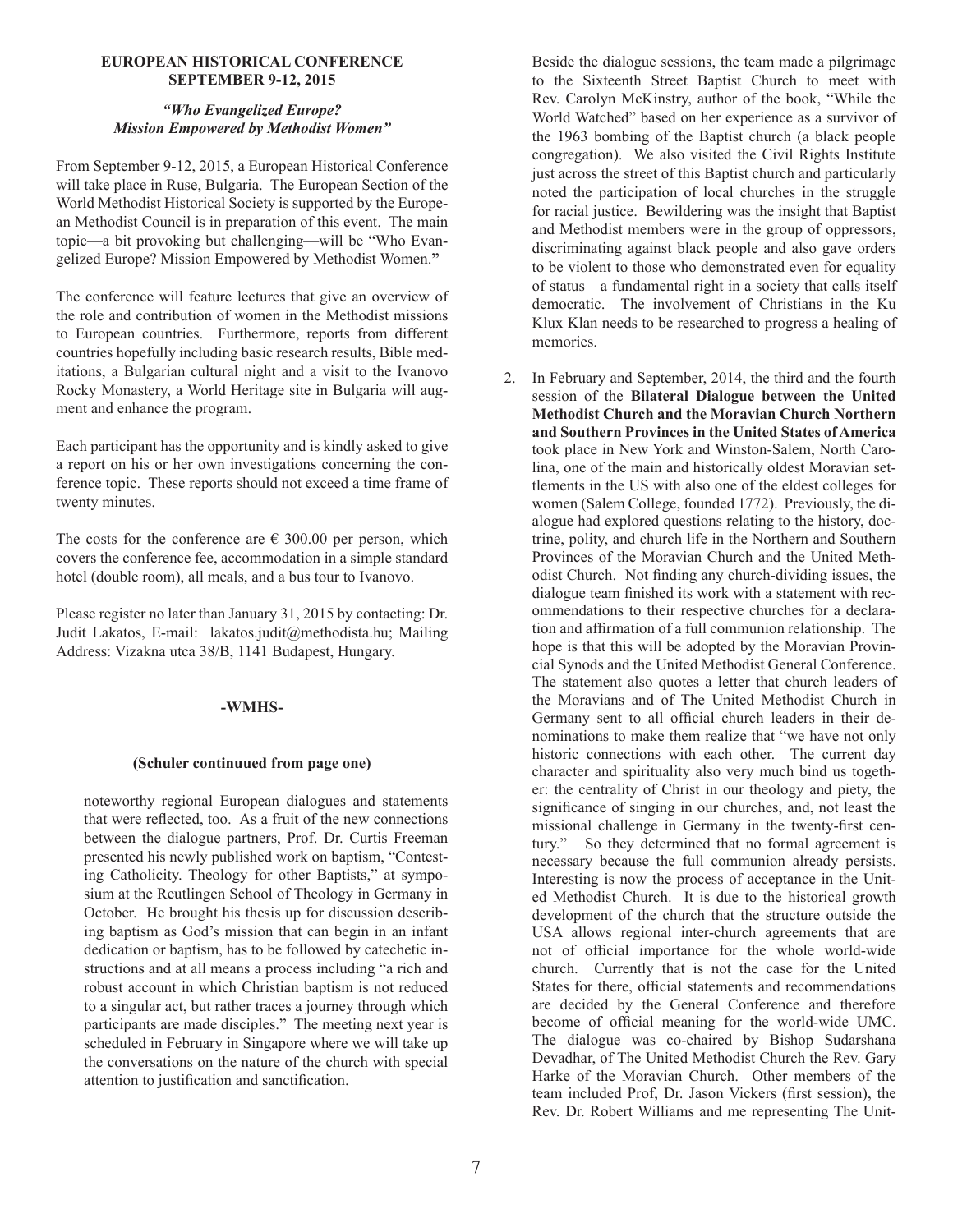## EUROPEAN HISTORICAL CONFERENCE
## SEPTEMBER 9-12, 2015

### *"Who Evangelized Europe? Mission Empowered by Methodist Women"*

From September 9-12, 2015, a European Historical Conference will take place in Ruse, Bulgaria. The European Section of the World Methodist Historical Society is supported by the European Methodist Council is in preparation of this event. The main topic—a bit provoking but challenging—will be "Who Evangelized Europe? Mission Empowered by Methodist Women.**"**

The conference will feature lectures that give an overview of the role and contribution of women in the Methodist missions to European countries. Furthermore, reports from different countries hopefully including basic research results, Bible meditations, a Bulgarian cultural night and a visit to the Ivanovo Rocky Monastery, a World Heritage site in Bulgaria will augment and enhance the program.

Each participant has the opportunity and is kindly asked to give a report on his or her own investigations concerning the conference topic. These reports should not exceed a time frame of twenty minutes.

The costs for the conference are € 300.00 per person, which covers the conference fee, accommodation in a simple standard hotel (double room), all meals, and a bus tour to Ivanovo.

Please register no later than January 31, 2015 by contacting: Dr. Judit Lakatos, E-mail: lakatos.judit@methodista.hu; Mailing Address: Vizakna utca 38/B, 1141 Budapest, Hungary.

**-WMHS-**

**(Schuler continuued from page one)**

noteworthy regional European dialogues and statements that were reflected, too. As a fruit of the new connections between the dialogue partners, Prof. Dr. Curtis Freeman presented his newly published work on baptism, "Contesting Catholicity. Theology for other Baptists," at symposium at the Reutlingen School of Theology in Germany in October. He brought his thesis up for discussion describing baptism as God's mission that can begin in an infant dedication or baptism, has to be followed by catechetic instructions and at all means a process including "a rich and robust account in which Christian baptism is not reduced to a singular act, but rather traces a journey through which participants are made disciples." The meeting next year is scheduled in February in Singapore where we will take up the conversations on the nature of the church with special attention to justification and sanctification.

Beside the dialogue sessions, the team made a pilgrimage to the Sixteenth Street Baptist Church to meet with Rev. Carolyn McKinstry, author of the book, "While the World Watched" based on her experience as a survivor of the 1963 bombing of the Baptist church (a black people congregation). We also visited the Civil Rights Institute just across the street of this Baptist church and particularly noted the participation of local churches in the struggle for racial justice. Bewildering was the insight that Baptist and Methodist members were in the group of oppressors, discriminating against black people and also gave orders to be violent to those who demonstrated even for equality of status—a fundamental right in a society that calls itself democratic. The involvement of Christians in the Ku Klux Klan needs to be researched to progress a healing of memories.

2. In February and September, 2014, the third and the fourth session of the **Bilateral Dialogue between the United Methodist Church and the Moravian Church Northern and Southern Provinces in the United States of America** took place in New York and Winston-Salem, North Carolina, one of the main and historically oldest Moravian settlements in the US with also one of the eldest colleges for women (Salem College, founded 1772). Previously, the dialogue had explored questions relating to the history, doctrine, polity, and church life in the Northern and Southern Provinces of the Moravian Church and the United Methodist Church. Not finding any church-dividing issues, the dialogue team finished its work with a statement with recommendations to their respective churches for a declaration and affirmation of a full communion relationship. The hope is that this will be adopted by the Moravian Provincial Synods and the United Methodist General Conference. The statement also quotes a letter that church leaders of the Moravians and of The United Methodist Church in Germany sent to all official church leaders in their denominations to make them realize that "we have not only historic connections with each other. The current day character and spirituality also very much bind us together: the centrality of Christ in our theology and piety, the significance of singing in our churches, and, not least the missional challenge in Germany in the twenty-first century." So they determined that no formal agreement is necessary because the full communion already persists. Interesting is now the process of acceptance in the United Methodist Church. It is due to the historical growth development of the church that the structure outside the USA allows regional inter-church agreements that are not of official importance for the whole world-wide church. Currently that is not the case for the United States for there, official statements and recommendations are decided by the General Conference and therefore become of official meaning for the world-wide UMC. The dialogue was co-chaired by Bishop Sudarshana Devadhar, of The United Methodist Church the Rev. Gary Harke of the Moravian Church. Other members of the team included Prof, Dr. Jason Vickers (first session), the Rev. Dr. Robert Williams and me representing The Unit-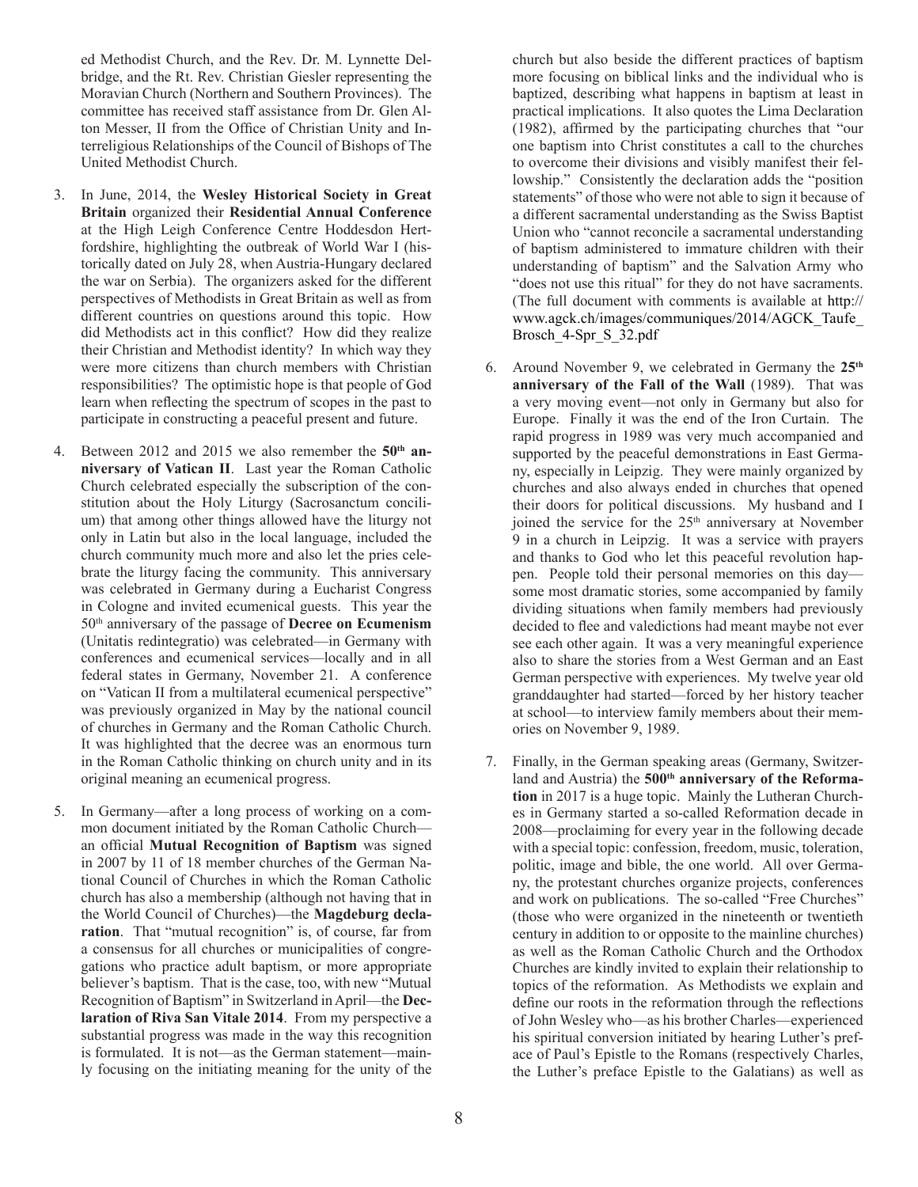ed Methodist Church, and the Rev. Dr. M. Lynnette Delbridge, and the Rt. Rev. Christian Giesler representing the Moravian Church (Northern and Southern Provinces). The committee has received staff assistance from Dr. Glen Alton Messer, II from the Office of Christian Unity and Interreligious Relationships of the Council of Bishops of The United Methodist Church.

3. In June, 2014, the **Wesley Historical Society in Great Britain** organized their **Residential Annual Conference** at the High Leigh Conference Centre Hoddesdon Hertfordshire, highlighting the outbreak of World War I (historically dated on July 28, when Austria-Hungary declared the war on Serbia). The organizers asked for the different perspectives of Methodists in Great Britain as well as from different countries on questions around this topic. How did Methodists act in this conflict? How did they realize their Christian and Methodist identity? In which way they were more citizens than church members with Christian responsibilities? The optimistic hope is that people of God learn when reflecting the spectrum of scopes in the past to participate in constructing a peaceful present and future.

4. Between 2012 and 2015 we also remember the **50th anniversary of Vatican II**. Last year the Roman Catholic Church celebrated especially the subscription of the constitution about the Holy Liturgy (Sacrosanctum concilium) that among other things allowed have the liturgy not only in Latin but also in the local language, included the church community much more and also let the pries celebrate the liturgy facing the community. This anniversary was celebrated in Germany during a Eucharist Congress in Cologne and invited ecumenical guests. This year the 50th anniversary of the passage of **Decree on Ecumenism** (Unitatis redintegratio) was celebrated—in Germany with conferences and ecumenical services—locally and in all federal states in Germany, November 21. A conference on "Vatican II from a multilateral ecumenical perspective" was previously organized in May by the national council of churches in Germany and the Roman Catholic Church. It was highlighted that the decree was an enormous turn in the Roman Catholic thinking on church unity and in its original meaning an ecumenical progress.

5. In Germany—after a long process of working on a common document initiated by the Roman Catholic Church—an official **Mutual Recognition of Baptism** was signed in 2007 by 11 of 18 member churches of the German National Council of Churches in which the Roman Catholic church has also a membership (although not having that in the World Council of Churches)—the **Magdeburg declaration**. That "mutual recognition" is, of course, far from a consensus for all churches or municipalities of congregations who practice adult baptism, or more appropriate believer's baptism. That is the case, too, with new "Mutual Recognition of Baptism" in Switzerland in April—the **Declaration of Riva San Vitale 2014**. From my perspective a substantial progress was made in the way this recognition is formulated. It is not—as the German statement—mainly focusing on the initiating meaning for the unity of the church but also beside the different practices of baptism more focusing on biblical links and the individual who is baptized, describing what happens in baptism at least in practical implications. It also quotes the Lima Declaration (1982), affirmed by the participating churches that "our one baptism into Christ constitutes a call to the churches to overcome their divisions and visibly manifest their fellowship." Consistently the declaration adds the "position statements" of those who were not able to sign it because of a different sacramental understanding as the Swiss Baptist Union who "cannot reconcile a sacramental understanding of baptism administered to immature children with their understanding of baptism" and the Salvation Army who "does not use this ritual" for they do not have sacraments. (The full document with comments is available at http://www.agck.ch/images/communiques/2014/AGCK_Taufe_Brosch_4-Spr_S_32.pdf

6. Around November 9, we celebrated in Germany the **25th anniversary of the Fall of the Wall** (1989). That was a very moving event—not only in Germany but also for Europe. Finally it was the end of the Iron Curtain. The rapid progress in 1989 was very much accompanied and supported by the peaceful demonstrations in East Germany, especially in Leipzig. They were mainly organized by churches and also always ended in churches that opened their doors for political discussions. My husband and I joined the service for the 25th anniversary at November 9 in a church in Leipzig. It was a service with prayers and thanks to God who let this peaceful revolution happen. People told their personal memories on this day—some most dramatic stories, some accompanied by family dividing situations when family members had previously decided to flee and valedictions had meant maybe not ever see each other again. It was a very meaningful experience also to share the stories from a West German and an East German perspective with experiences. My twelve year old granddaughter had started—forced by her history teacher at school—to interview family members about their memories on November 9, 1989.

7. Finally, in the German speaking areas (Germany, Switzerland and Austria) the **500th anniversary of the Reformation** in 2017 is a huge topic. Mainly the Lutheran Churches in Germany started a so-called Reformation decade in 2008—proclaiming for every year in the following decade with a special topic: confession, freedom, music, toleration, politic, image and bible, the one world. All over Germany, the protestant churches organize projects, conferences and work on publications. The so-called "Free Churches" (those who were organized in the nineteenth or twentieth century in addition to or opposite to the mainline churches) as well as the Roman Catholic Church and the Orthodox Churches are kindly invited to explain their relationship to topics of the reformation. As Methodists we explain and define our roots in the reformation through the reflections of John Wesley who—as his brother Charles—experienced his spiritual conversion initiated by hearing Luther's preface of Paul's Epistle to the Romans (respectively Charles, the Luther's preface Epistle to the Galatians) as well as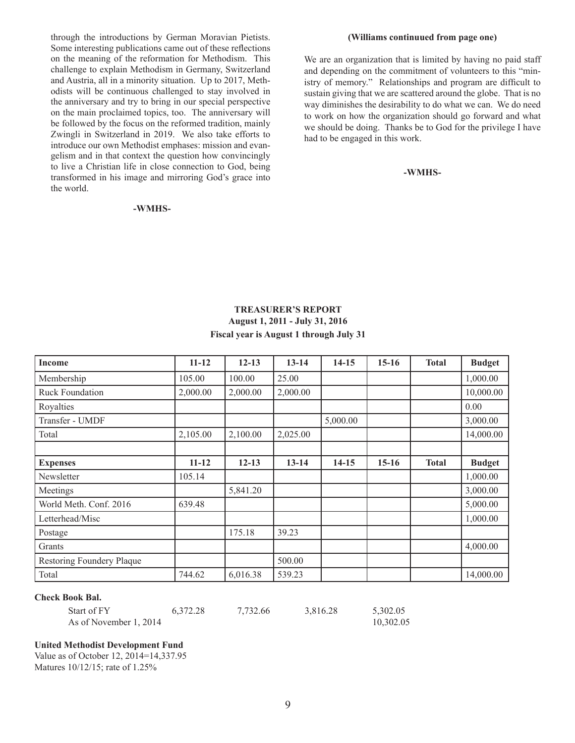through the introductions by German Moravian Pietists. Some interesting publications came out of these reflections on the meaning of the reformation for Methodism. This challenge to explain Methodism in Germany, Switzerland and Austria, all in a minority situation. Up to 2017, Methodists will be continuous challenged to stay involved in the anniversary and try to bring in our special perspective on the main proclaimed topics, too. The anniversary will be followed by the focus on the reformed tradition, mainly Zwingli in Switzerland in 2019. We also take efforts to introduce our own Methodist emphases: mission and evangelism and in that context the question how convincingly to live a Christian life in close connection to God, being transformed in his image and mirroring God's grace into the world.

**-WMHS-**

**(Williams continuued from page one)**

We are an organization that is limited by having no paid staff and depending on the commitment of volunteers to this "ministry of memory." Relationships and program are difficult to sustain giving that we are scattered around the globe. That is no way diminishes the desirability to do what we can. We do need to work on how the organization should go forward and what we should be doing. Thanks be to God for the privilege I have had to be engaged in this work.

**-WMHS-**

## TREASURER'S REPORT
**August 1, 2011 - July 31, 2016**
**Fiscal year is August 1 through July 31**

| **Income** | **11-12** | **12-13** | **13-14** | **14-15** | **15-16** | **Total** | **Budget** |
|---|---|---|---|---|---|---|---|
| Membership | 105.00 | 100.00 | 25.00 | | | | 1,000.00 |
| Ruck Foundation | 2,000.00 | 2,000.00 | 2,000.00 | | | | 10,000.00 |
| Royalties | | | | | | | 0.00 |
| Transfer - UMDF | | | | 5,000.00 | | | 3,000.00 |
| Total | 2,105.00 | 2,100.00 | 2,025.00 | | | | 14,000.00 |
| | | | | | | | |
| **Expenses** | **11-12** | **12-13** | **13-14** | **14-15** | **15-16** | **Total** | **Budget** |
| Newsletter | 105.14 | | | | | | 1,000.00 |
| Meetings | | 5,841.20 | | | | | 3,000.00 |
| World Meth. Conf. 2016 | 639.48 | | | | | | 5,000.00 |
| Letterhead/Misc | | | | | | | 1,000.00 |
| Postage | | 175.18 | 39.23 | | | | |
| Grants | | | | | | | 4,000.00 |
| Restoring Foundery Plaque | | | 500.00 | | | | |
| Total | 744.62 | 6,016.38 | 539.23 | | | | 14,000.00 |

**Check Book Bal.**

| | 11-12 | 12-13 | 13-14 | 14-15 |
|---|---|---|---|---|
| Start of FY | 6,372.28 | 7,732.66 | 3,816.28 | 5,302.05 |
| As of November 1, 2014 | | | | 10,302.05 |

**United Methodist Development Fund**
Value as of October 12, 2014=14,337.95
Matures 10/12/15; rate of 1.25%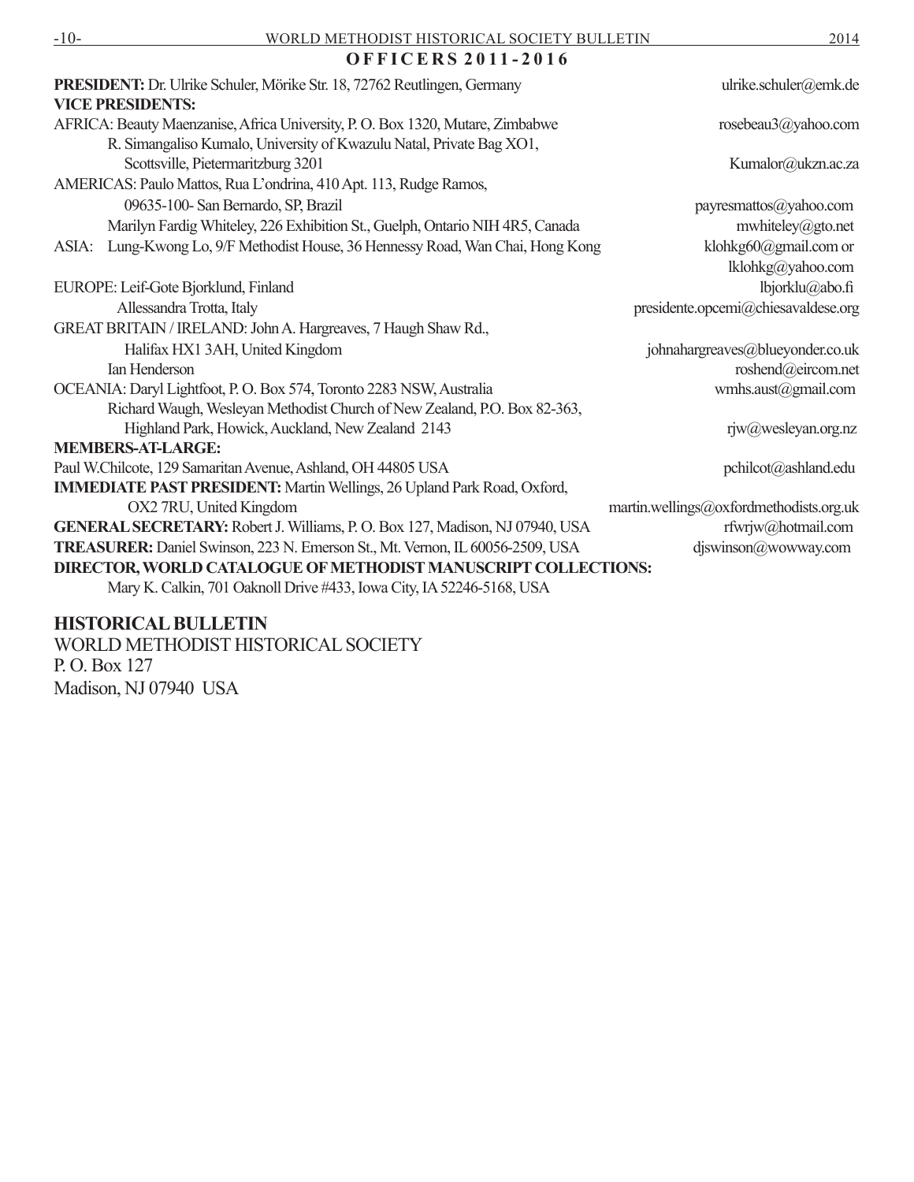## OFFICERS 2011-2016

**PRESIDENT:** Dr. Ulrike Schuler, Mörike Str. 18, 72762 Reutlingen, Germany ulrike.schuler@emk.de

**VICE PRESIDENTS:**

AFRICA: Beauty Maenzanise, Africa University, P. O. Box 1320, Mutare, Zimbabwe rosebeau3@yahoo.com

R. Simangaliso Kumalo, University of Kwazulu Natal, Private Bag XO1, Scottsville, Pietermaritzburg 3201 Kumalor@ukzn.ac.za

AMERICAS: Paulo Mattos, Rua L'ondrina, 410 Apt. 113, Rudge Ramos, 09635-100- San Bernardo, SP, Brazil payresmattos@yahoo.com

Marilyn Fardig Whiteley, 226 Exhibition St., Guelph, Ontario NIH 4R5, Canada mwhiteley@gto.net

ASIA: Lung-Kwong Lo, 9/F Methodist House, 36 Hennessy Road, Wan Chai, Hong Kong klohkg60@gmail.com or lklohkg@yahoo.com

EUROPE: Leif-Gote Bjorklund, Finland lbjorklu@abo.fi

Allessandra Trotta, Italy presidente.opcemi@chiesavaldese.org

GREAT BRITAIN / IRELAND: John A. Hargreaves, 7 Haugh Shaw Rd., Halifax HX1 3AH, United Kingdom johnahargreaves@blueyonder.co.uk

Ian Henderson roshend@eircom.net

OCEANIA: Daryl Lightfoot, P. O. Box 574, Toronto 2283 NSW, Australia wmhs.aust@gmail.com

Richard Waugh, Wesleyan Methodist Church of New Zealand, P.O. Box 82-363, Highland Park, Howick, Auckland, New Zealand 2143 rjw@wesleyan.org.nz

**MEMBERS-AT-LARGE:**

Paul W.Chilcote, 129 Samaritan Avenue, Ashland, OH 44805 USA pchilcot@ashland.edu

**IMMEDIATE PAST PRESIDENT:** Martin Wellings, 26 Upland Park Road, Oxford, OX2 7RU, United Kingdom martin.wellings@oxfordmethodists.org.uk

**GENERAL SECRETARY:** Robert J. Williams, P. O. Box 127, Madison, NJ 07940, USA rfwrjw@hotmail.com

**TREASURER:** Daniel Swinson, 223 N. Emerson St., Mt. Vernon, IL 60056-2509, USA djswinson@wowway.com

**DIRECTOR, WORLD CATALOGUE OF METHODIST MANUSCRIPT COLLECTIONS:**

Mary K. Calkin, 701 Oaknoll Drive #433, Iowa City, IA 52246-5168, USA

**HISTORICAL BULLETIN**

WORLD METHODIST HISTORICAL SOCIETY
P. O. Box 127
Madison, NJ 07940 USA